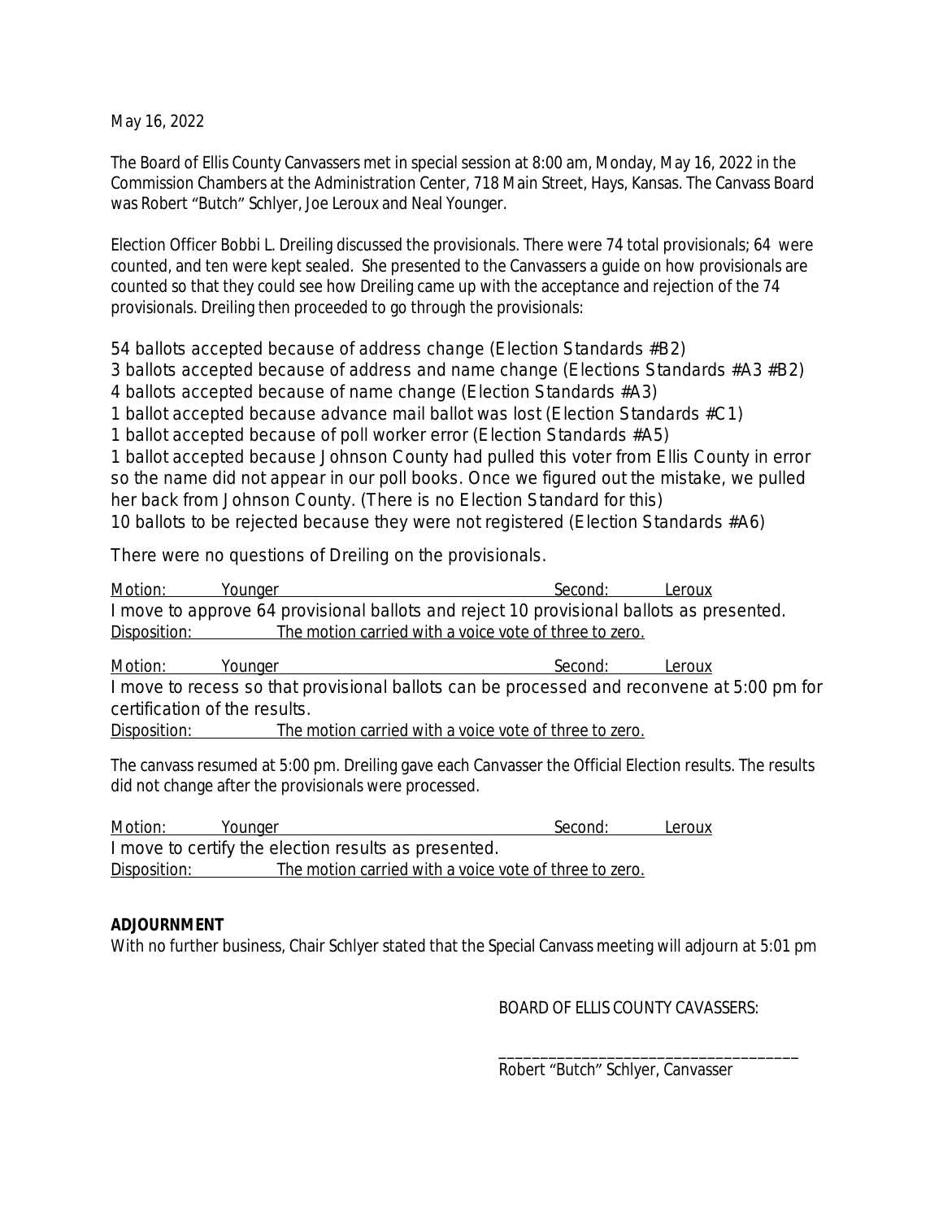May 16, 2022

The Board of Ellis County Canvassers met in special session at 8:00 am, Monday, May 16, 2022 in the Commission Chambers at the Administration Center, 718 Main Street, Hays, Kansas. The Canvass Board was Robert "Butch" Schlyer, Joe Leroux and Neal Younger.

Election Officer Bobbi L. Dreiling discussed the provisionals. There were 74 total provisionals; 64 were counted, and ten were kept sealed. She presented to the Canvassers a guide on how provisionals are counted so that they could see how Dreiling came up with the acceptance and rejection of the 74 provisionals. Dreiling then proceeded to go through the provisionals:

54 ballots accepted because of address change (Election Standards #B2)
3 ballots accepted because of address and name change (Elections Standards #A3 #B2)
4 ballots accepted because of name change (Election Standards #A3)
1 ballot accepted because advance mail ballot was lost (Election Standards #C1)
1 ballot accepted because of poll worker error (Election Standards #A5)
1 ballot accepted because Johnson County had pulled this voter from Ellis County in error so the name did not appear in our poll books. Once we figured out the mistake, we pulled her back from Johnson County. (There is no Election Standard for this)
10 ballots to be rejected because they were not registered (Election Standards #A6)

There were no questions of Dreiling on the provisionals.

Motion: Younger Second: Leroux
I move to approve 64 provisional ballots and reject 10 provisional ballots as presented.
Disposition: The motion carried with a voice vote of three to zero.

Motion: Younger Second: Leroux
I move to recess so that provisional ballots can be processed and reconvene at 5:00 pm for certification of the results.
Disposition: The motion carried with a voice vote of three to zero.

The canvass resumed at 5:00 pm. Dreiling gave each Canvasser the Official Election results. The results did not change after the provisionals were processed.

Motion: Younger Second: Leroux
I move to certify the election results as presented.
Disposition: The motion carried with a voice vote of three to zero.

**ADJOURNMENT**

With no further business, Chair Schlyer stated that the Special Canvass meeting will adjourn at 5:01 pm

BOARD OF ELLIS COUNTY CAVASSERS:

_________________________________

Robert "Butch" Schlyer, Canvasser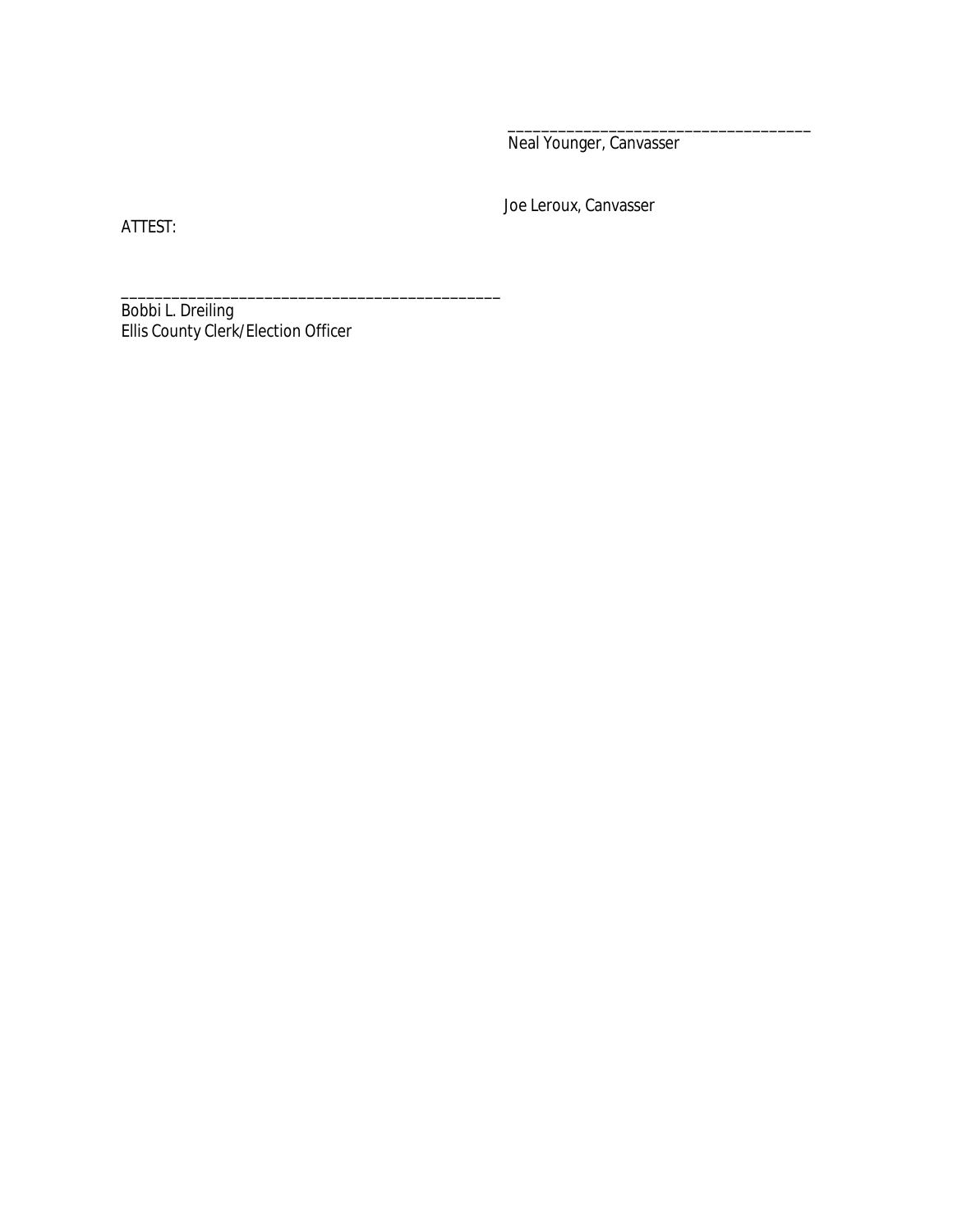_____________________________________
Neal Younger, Canvasser

Joe Leroux, Canvasser

ATTEST:

_____________________________________________
Bobbi L. Dreiling
Ellis County Clerk/Election Officer